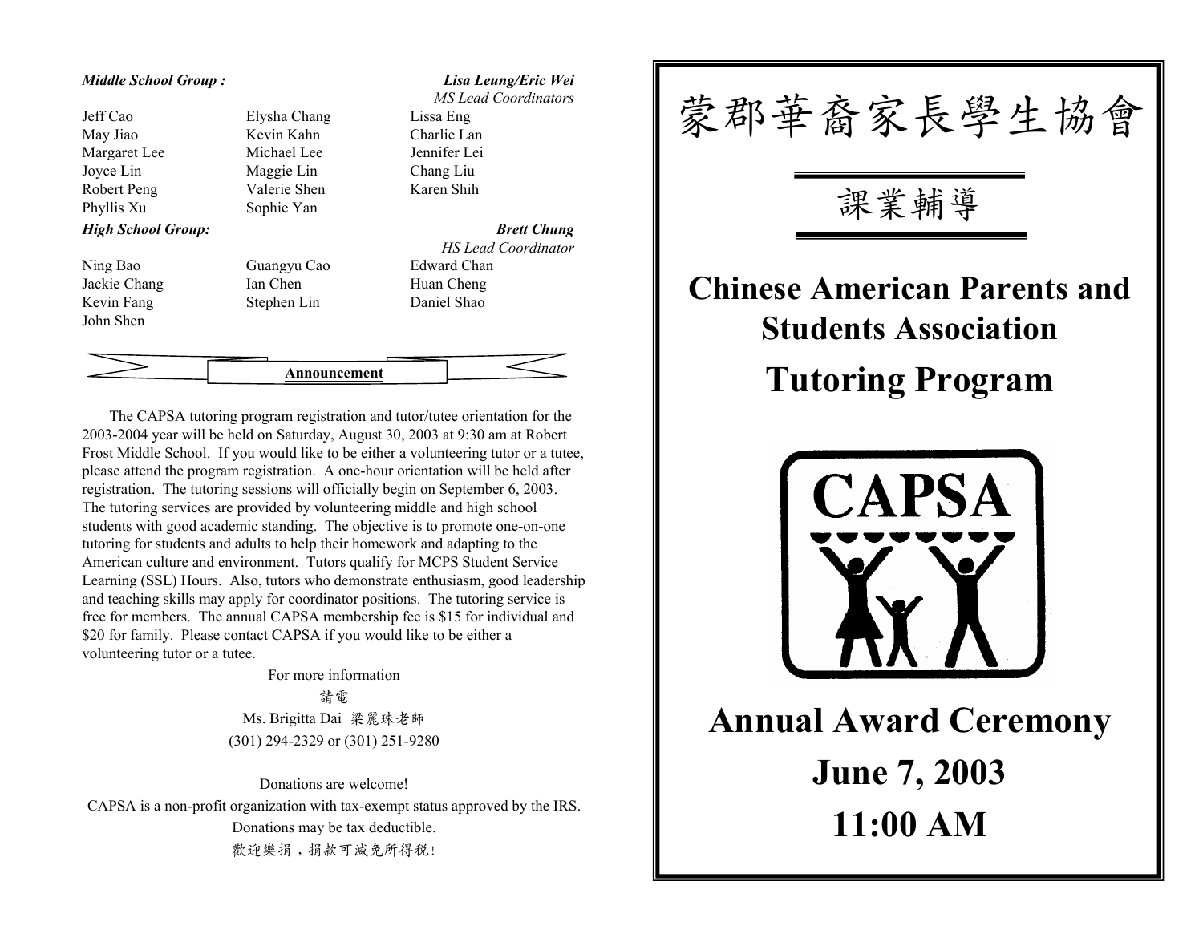***Middle School Group :***

***Lisa Leung/Eric Wei***
*MS Lead Coordinators*

| | | |
|---|---|---|
| Jeff Cao | Elysha Chang | Lissa Eng |
| May Jiao | Kevin Kahn | Charlie Lan |
| Margaret Lee | Michael Lee | Jennifer Lei |
| Joyce Lin | Maggie Lin | Chang Liu |
| Robert Peng | Valerie Shen | Karen Shih |
| Phyllis Xu | Sophie Yan | |

***High School Group:***

***Brett Chung***
*HS Lead Coordinator*

| | | |
|---|---|---|
| Ning Bao | Guangyu Cao | Edward Chan |
| Jackie Chang | Ian Chen | Huan Cheng |
| Kevin Fang | Stephen Lin | Daniel Shao |
| John Shen | | |

**Announcement**

The CAPSA tutoring program registration and tutor/tutee orientation for the 2003-2004 year will be held on Saturday, August 30, 2003 at 9:30 am at Robert Frost Middle School. If you would like to be either a volunteering tutor or a tutee, please attend the program registration. A one-hour orientation will be held after registration. The tutoring sessions will officially begin on September 6, 2003. The tutoring services are provided by volunteering middle and high school students with good academic standing. The objective is to promote one-on-one tutoring for students and adults to help their homework and adapting to the American culture and environment. Tutors qualify for MCPS Student Service Learning (SSL) Hours. Also, tutors who demonstrate enthusiasm, good leadership and teaching skills may apply for coordinator positions. The tutoring service is free for members. The annual CAPSA membership fee is $15 for individual and $20 for family. Please contact CAPSA if you would like to be either a volunteering tutor or a tutee.

For more information
請電
Ms. Brigitta Dai 梁麗珠老師
(301) 294-2329 or (301) 251-9280

Donations are welcome!
CAPSA is a non-profit organization with tax-exempt status approved by the IRS.
Donations may be tax deductible.
歡迎樂捐，捐款可減免所得稅!

# 蒙郡華裔家長學生協會

## 課業輔導

# Chinese American Parents and Students Association

# Tutoring Program

CAPSA

# Annual Award Ceremony

# June 7, 2003

# 11:00 AM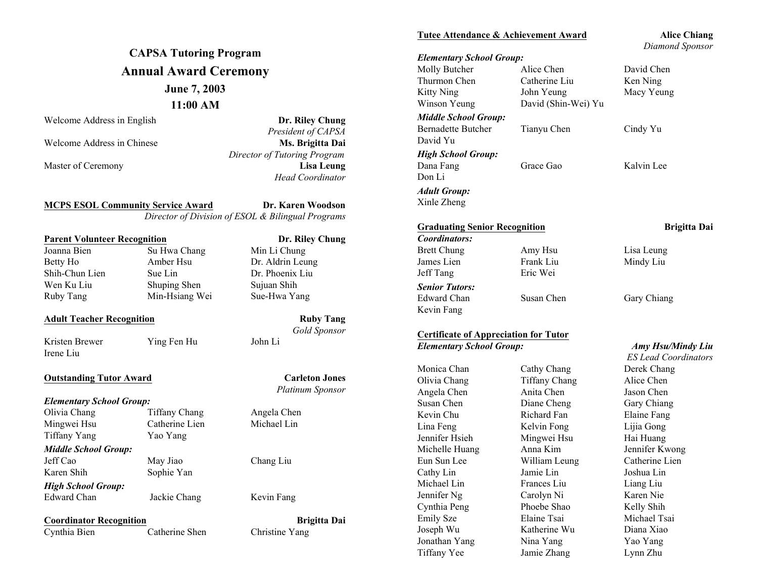## CAPSA Tutoring Program

# Annual Award Ceremony

### June 7, 2003

### 11:00 AM

| | |
|---|---|
| Welcome Address in English | **Dr. Riley Chung**<br>*President of CAPSA* |
| Welcome Address in Chinese | **Ms. Brigitta Dai**<br>*Director of Tutoring Program* |
| Master of Ceremony | **Lisa Leung**<br>*Head Coordinator* |

**MCPS ESOL Community Service Award** — **Dr. Karen Woodson**
*Director of Division of ESOL & Bilingual Programs*

**Parent Volunteer Recognition** — **Dr. Riley Chung**

| | | |
|---|---|---|
| Joanna Bien | Su Hwa Chang | Min Li Chung |
| Betty Ho | Amber Hsu | Dr. Aldrin Leung |
| Shih-Chun Lien | Sue Lin | Dr. Phoenix Liu |
| Wen Ku Liu | Shuping Shen | Sujuan Shih |
| Ruby Tang | Min-Hsiang Wei | Sue-Hwa Yang |

**Adult Teacher Recognition** — **Ruby Tang**
*Gold Sponsor*

| | | |
|---|---|---|
| Kristen Brewer | Ying Fen Hu | John Li |
| Irene Liu | | |

**Outstanding Tutor Award** — **Carleton Jones**
*Platinum Sponsor*

***Elementary School Group:***

| | | |
|---|---|---|
| Olivia Chang | Tiffany Chang | Angela Chen |
| Mingwei Hsu | Catherine Lien | Michael Lin |
| Tiffany Yang | Yao Yang | |

***Middle School Group:***

| | | |
|---|---|---|
| Jeff Cao | May Jiao | Chang Liu |
| Karen Shih | Sophie Yan | |

***High School Group:***

| | | |
|---|---|---|
| Edward Chan | Jackie Chang | Kevin Fang |

**Coordinator Recognition** — **Brigitta Dai**

| | | |
|---|---|---|
| Cynthia Bien | Catherine Shen | Christine Yang |

**Tutee Attendance & Achievement Award** — **Alice Chiang**
*Diamond Sponsor*

***Elementary School Group:***

| | | |
|---|---|---|
| Molly Butcher | Alice Chen | David Chen |
| Thurmon Chen | Catherine Liu | Ken Ning |
| Kitty Ning | John Yeung | Macy Yeung |
| Winson Yeung | David (Shin-Wei) Yu | |

***Middle School Group:***

| | | |
|---|---|---|
| Bernadette Butcher | Tianyu Chen | Cindy Yu |
| David Yu | | |

***High School Group:***

| | | |
|---|---|---|
| Dana Fang | Grace Gao | Kalvin Lee |
| Don Li | | |

***Adult Group:***

Xinle Zheng

**Graduating Senior Recognition** — **Brigitta Dai**

***Coordinators:***

| | | |
|---|---|---|
| Brett Chung | Amy Hsu | Lisa Leung |
| James Lien | Frank Liu | Mindy Liu |
| Jeff Tang | Eric Wei | |

***Senior Tutors:***

| | | |
|---|---|---|
| Edward Chan | Susan Chen | Gary Chiang |
| Kevin Fang | | |

**Certificate of Appreciation for Tutor**

***Elementary School Group:*** — ***Amy Hsu/Mindy Liu***
*ES Lead Coordinators*

| | | |
|---|---|---|
| Monica Chan | Cathy Chang | Derek Chang |
| Olivia Chang | Tiffany Chang | Alice Chen |
| Angela Chen | Anita Chen | Jason Chen |
| Susan Chen | Diane Cheng | Gary Chiang |
| Kevin Chu | Richard Fan | Elaine Fang |
| Lina Feng | Kelvin Fong | Lijia Gong |
| Jennifer Hsieh | Mingwei Hsu | Hai Huang |
| Michelle Huang | Anna Kim | Jennifer Kwong |
| Eun Sun Lee | William Leung | Catherine Lien |
| Cathy Lin | Jamie Lin | Joshua Lin |
| Michael Lin | Frances Liu | Liang Liu |
| Jennifer Ng | Carolyn Ni | Karen Nie |
| Cynthia Peng | Phoebe Shao | Kelly Shih |
| Emily Sze | Elaine Tsai | Michael Tsai |
| Joseph Wu | Katherine Wu | Diana Xiao |
| Jonathan Yang | Nina Yang | Yao Yang |
| Tiffany Yee | Jamie Zhang | Lynn Zhu |